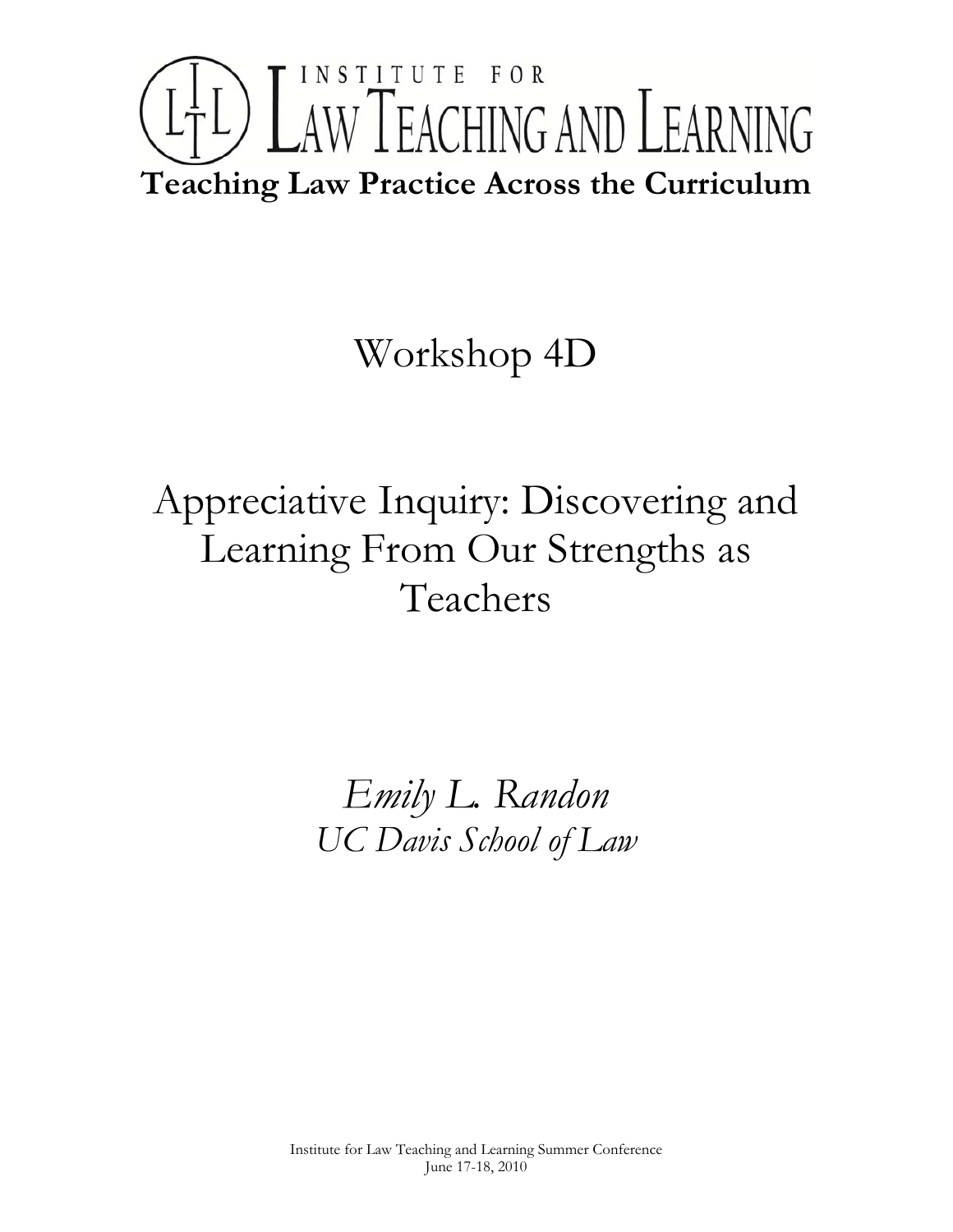# INSTITUTE FOR LAW TEACHING AND LEARNING

**Teaching Law Practice Across the Curriculum**

## Workshop 4D

## Appreciative Inquiry: Discovering and Learning From Our Strengths as Teachers

*Emily L. Randon*
*UC Davis School of Law*

Institute for Law Teaching and Learning Summer Conference
June 17-18, 2010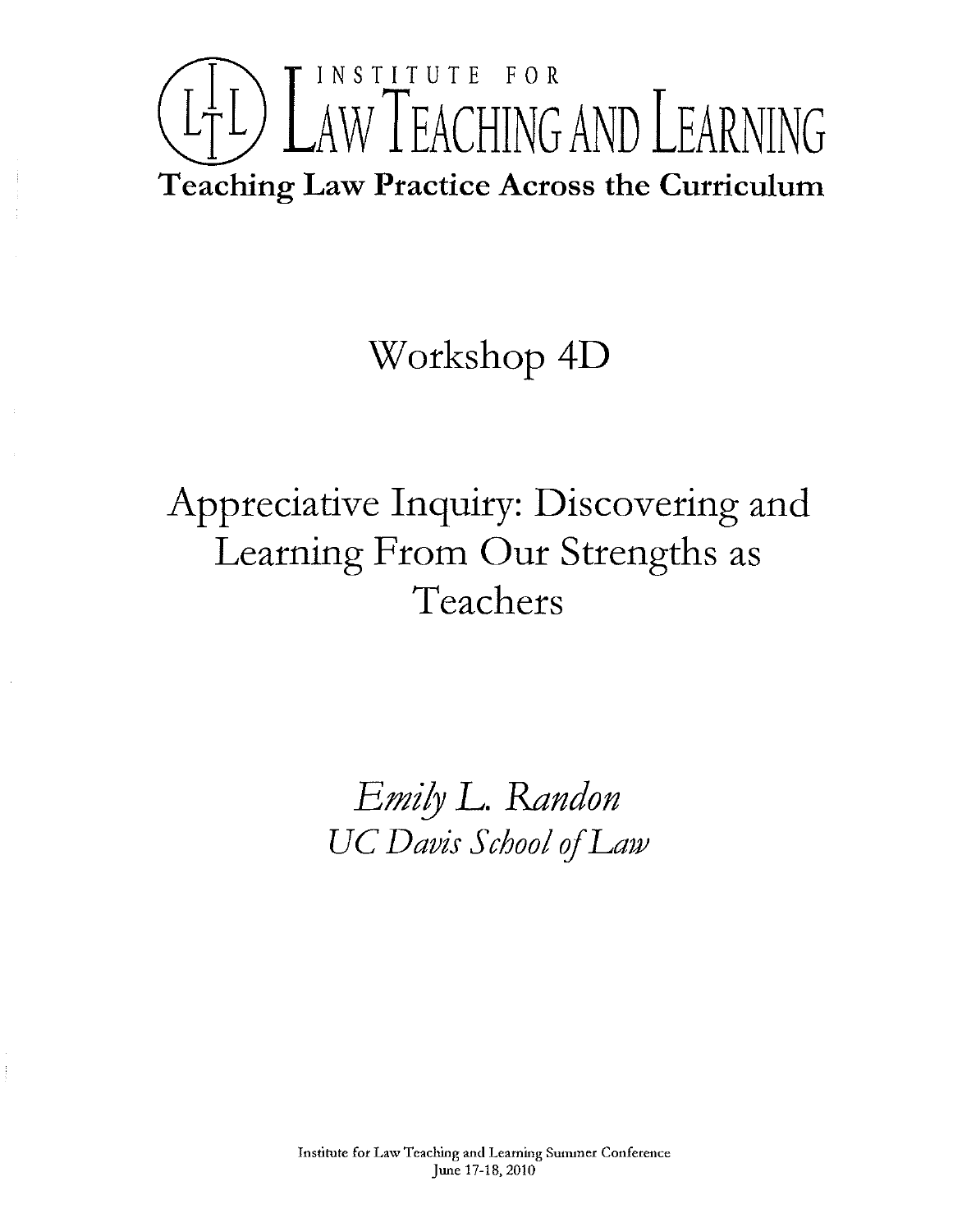# INSTITUTE FOR LAW TEACHING AND LEARNING

**Teaching Law Practice Across the Curriculum**

## Workshop 4D

# Appreciative Inquiry: Discovering and Learning From Our Strengths as Teachers

*Emily L. Randon*
*UC Davis School of Law*

Institute for Law Teaching and Learning Summer Conference
June 17-18, 2010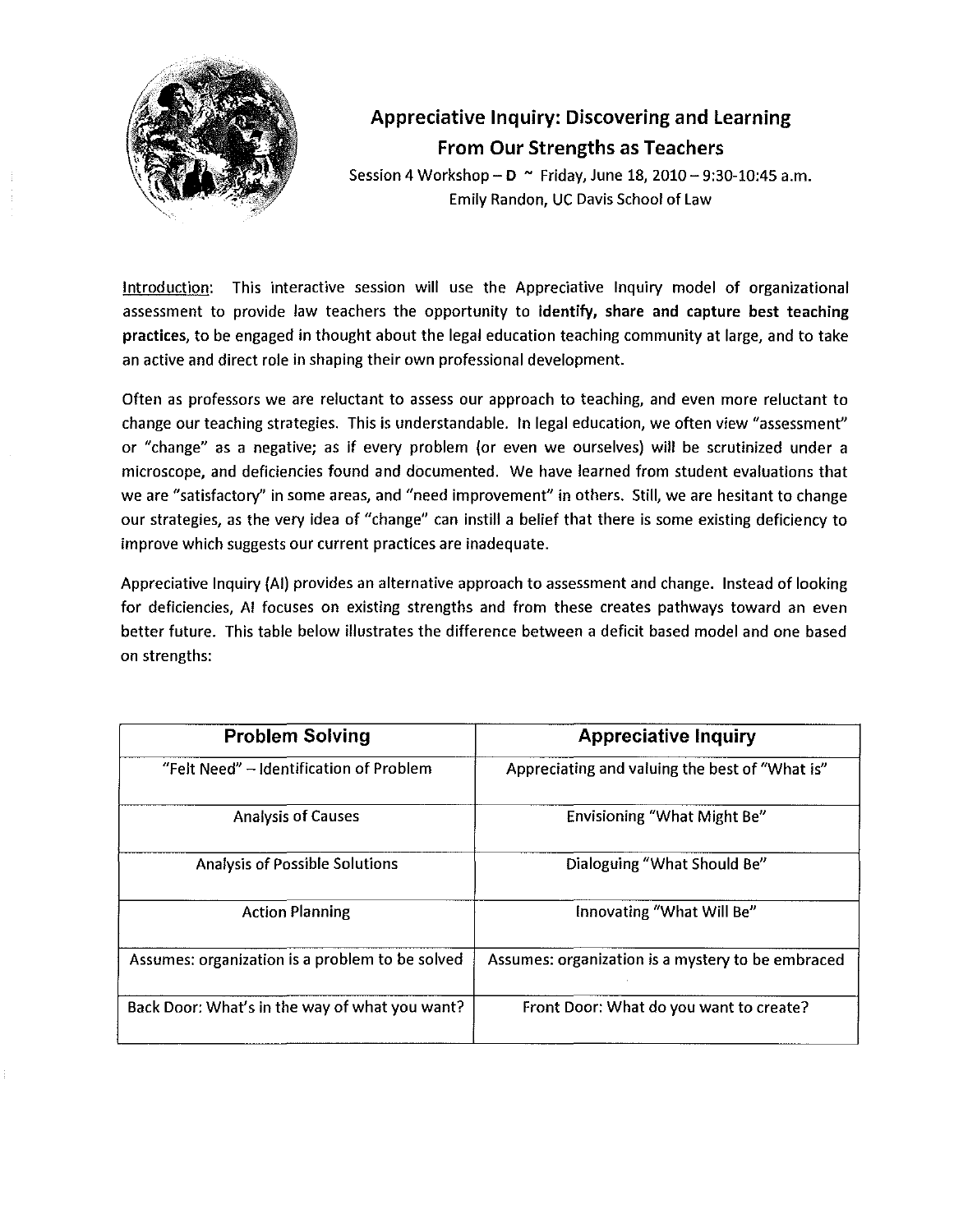## Appreciative Inquiry: Discovering and Learning From Our Strengths as Teachers

Session 4 Workshop – **D** ~ Friday, June 18, 2010 – 9:30-10:45 a.m.
Emily Randon, UC Davis School of Law

Introduction: This interactive session will use the Appreciative Inquiry model of organizational assessment to provide law teachers the opportunity to **identify, share and capture best teaching practices**, to be engaged in thought about the legal education teaching community at large, and to take an active and direct role in shaping their own professional development.

Often as professors we are reluctant to assess our approach to teaching, and even more reluctant to change our teaching strategies. This is understandable. In legal education, we often view "assessment" or "change" as a negative; as if every problem (or even we ourselves) will be scrutinized under a microscope, and deficiencies found and documented. We have learned from student evaluations that we are "satisfactory" in some areas, and "need improvement" in others. Still, we are hesitant to change our strategies, as the very idea of "change" can instill a belief that there is some existing deficiency to improve which suggests our current practices are inadequate.

Appreciative Inquiry (AI) provides an alternative approach to assessment and change. Instead of looking for deficiencies, AI focuses on existing strengths and from these creates pathways toward an even better future. This table below illustrates the difference between a deficit based model and one based on strengths:

| Problem Solving | Appreciative Inquiry |
|---|---|
| "Felt Need" – Identification of Problem | Appreciating and valuing the best of "What is" |
| Analysis of Causes | Envisioning "What Might Be" |
| Analysis of Possible Solutions | Dialoguing "What Should Be" |
| Action Planning | Innovating "What Will Be" |
| Assumes: organization is a problem to be solved | Assumes: organization is a mystery to be embraced |
| Back Door: What's in the way of what you want? | Front Door: What do you want to create? |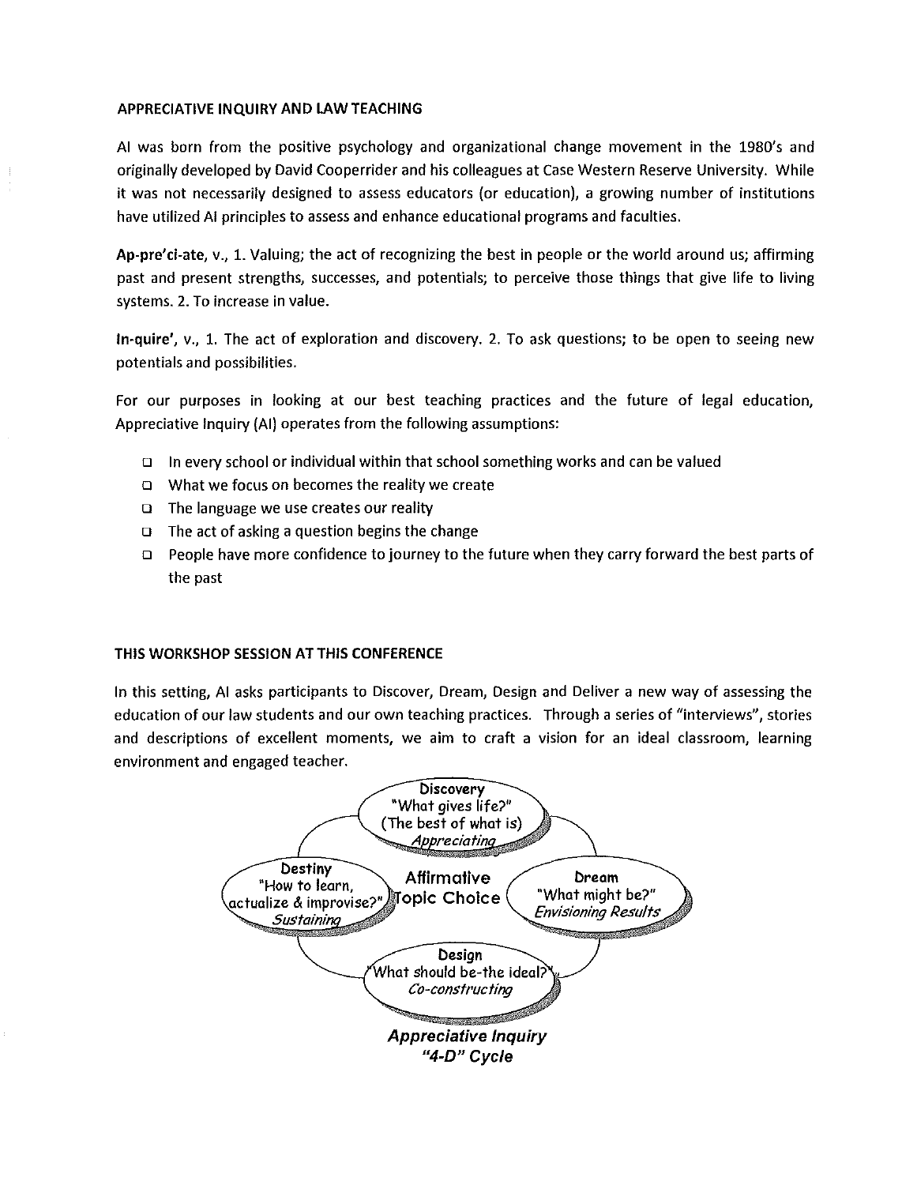## APPRECIATIVE INQUIRY AND LAW TEACHING

AI was born from the positive psychology and organizational change movement in the 1980's and originally developed by David Cooperrider and his colleagues at Case Western Reserve University. While it was not necessarily designed to assess educators (or education), a growing number of institutions have utilized AI principles to assess and enhance educational programs and faculties.

**Ap-pre'ci-ate**, v., 1. Valuing; the act of recognizing the best in people or the world around us; affirming past and present strengths, successes, and potentials; to perceive those things that give life to living systems. 2. To increase in value.

**In-quire'**, v., 1. The act of exploration and discovery. 2. To ask questions; to be open to seeing new potentials and possibilities.

For our purposes in looking at our best teaching practices and the future of legal education, Appreciative Inquiry (AI) operates from the following assumptions:

- In every school or individual within that school something works and can be valued
- What we focus on becomes the reality we create
- The language we use creates our reality
- The act of asking a question begins the change
- People have more confidence to journey to the future when they carry forward the best parts of the past

## THIS WORKSHOP SESSION AT THIS CONFERENCE

In this setting, AI asks participants to Discover, Dream, Design and Deliver a new way of assessing the education of our law students and our own teaching practices. Through a series of "interviews", stories and descriptions of excellent moments, we aim to craft a vision for an ideal classroom, learning environment and engaged teacher.

Discovery
"What gives life?"
(The best of what is)
*Appreciating*

Dream
"What might be?"
*Envisioning Results*

Design
"What should be-the ideal?"
*Co-constructing*

Destiny
"How to learn, actualize & improvise?"
*Sustaining*

Affirmative Topic Choice

***Appreciative Inquiry "4-D" Cycle***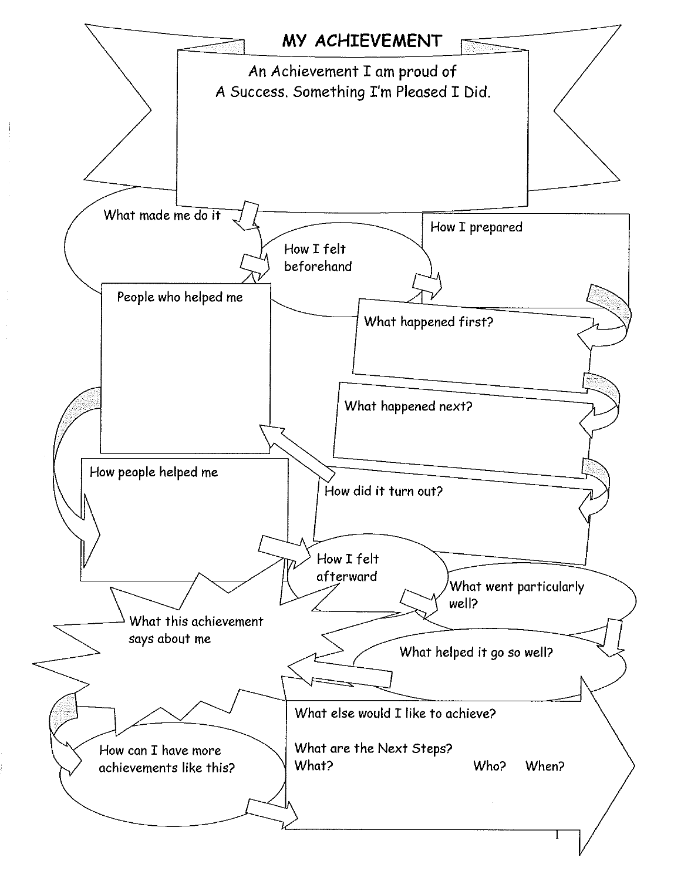# MY ACHIEVEMENT

An Achievement I am proud of
A Success. Something I'm Pleased I Did.

What made me do it

How I felt beforehand

How I prepared

What happened first?

What happened next?

How did it turn out?

People who helped me

How people helped me

How I felt afterward

What went particularly well?

What helped it go so well?

What this achievement says about me

How can I have more achievements like this?

What else would I like to achieve?

What are the Next Steps?

What? Who? When?